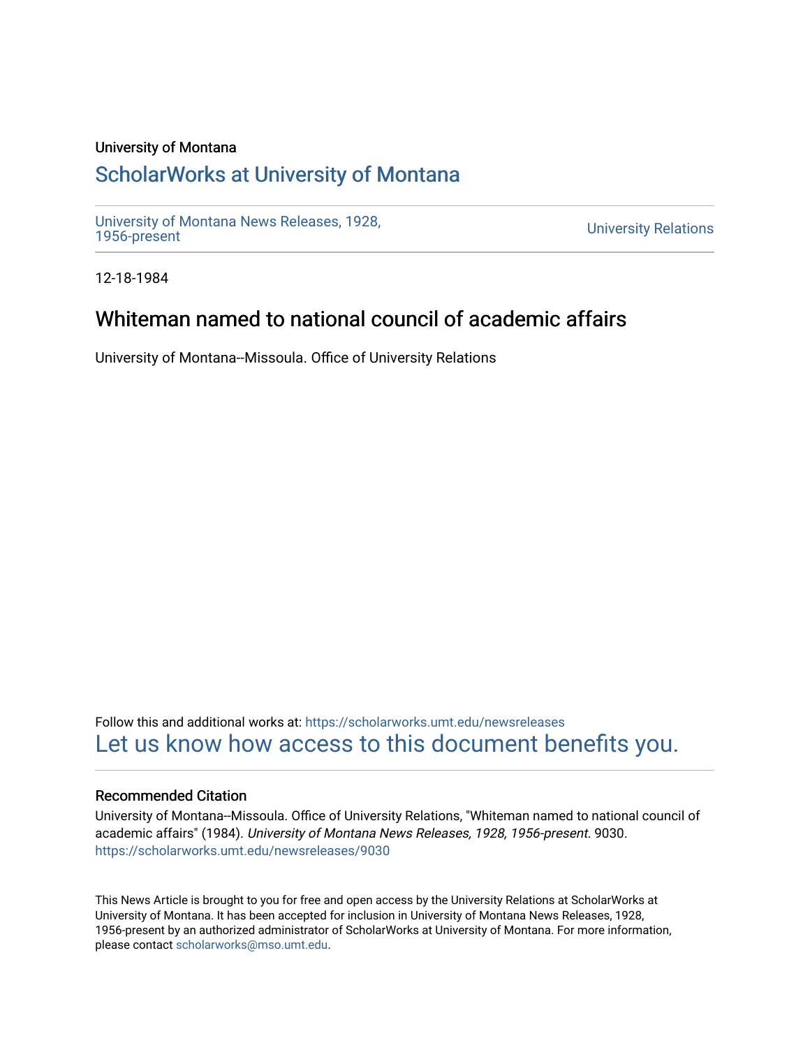University of Montana

## ScholarWorks at University of Montana

University of Montana News Releases, 1928, 1956-present

University Relations

12-18-1984

# Whiteman named to national council of academic affairs

University of Montana--Missoula. Office of University Relations

Follow this and additional works at: https://scholarworks.umt.edu/newsreleases

Let us know how access to this document benefits you.

### Recommended Citation

University of Montana--Missoula. Office of University Relations, "Whiteman named to national council of academic affairs" (1984). *University of Montana News Releases, 1928, 1956-present*. 9030. https://scholarworks.umt.edu/newsreleases/9030

This News Article is brought to you for free and open access by the University Relations at ScholarWorks at University of Montana. It has been accepted for inclusion in University of Montana News Releases, 1928, 1956-present by an authorized administrator of ScholarWorks at University of Montana. For more information, please contact scholarworks@mso.umt.edu.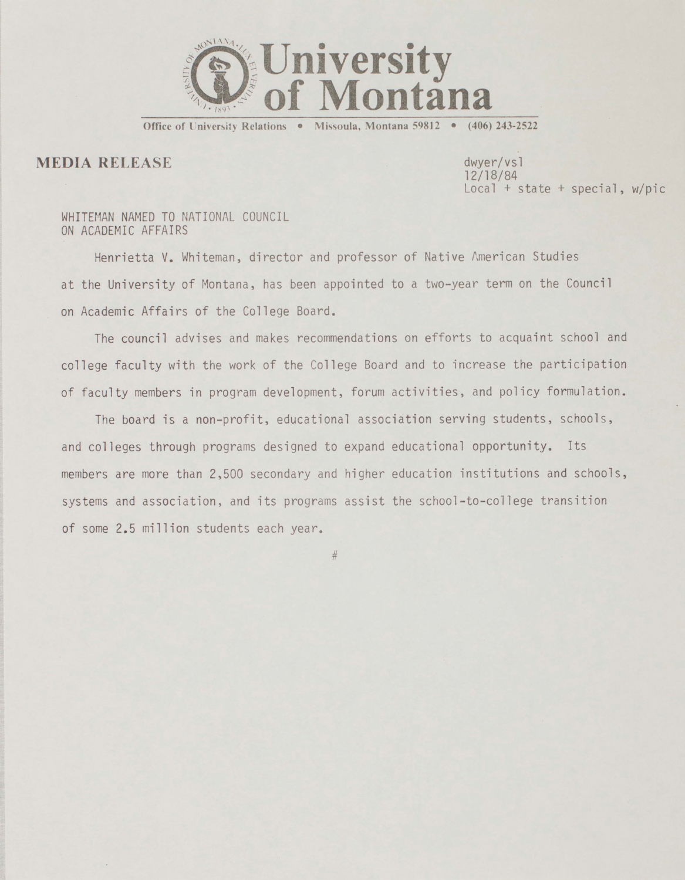# University of Montana

Office of University Relations • Missoula, Montana 59812 • (406) 243-2522

## MEDIA RELEASE

dwyer/vsl
12/18/84
Local + state + special, w/pic

WHITEMAN NAMED TO NATIONAL COUNCIL
ON ACADEMIC AFFAIRS

Henrietta V. Whiteman, director and professor of Native American Studies at the University of Montana, has been appointed to a two-year term on the Council on Academic Affairs of the College Board.

The council advises and makes recommendations on efforts to acquaint school and college faculty with the work of the College Board and to increase the participation of faculty members in program development, forum activities, and policy formulation.

The board is a non-profit, educational association serving students, schools, and colleges through programs designed to expand educational opportunity. Its members are more than 2,500 secondary and higher education institutions and schools, systems and association, and its programs assist the school-to-college transition of some 2.5 million students each year.

#